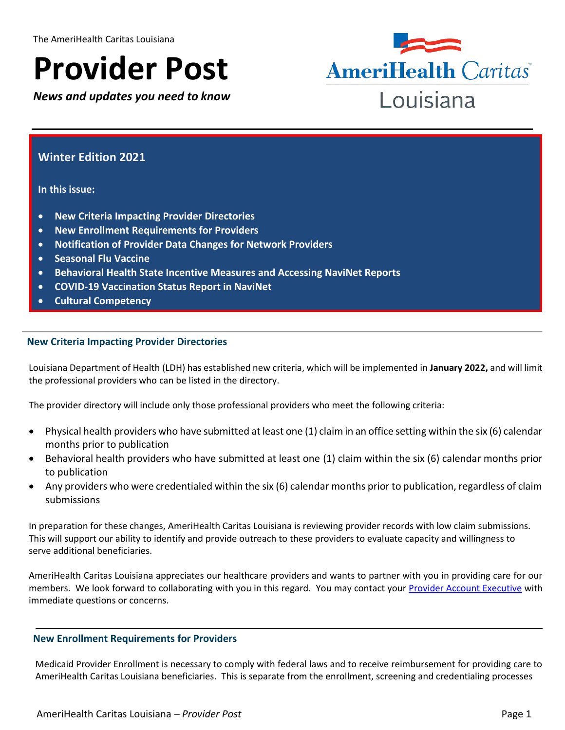The AmeriHealth Caritas Louisiana

# Provider Post

***News and updates you need to know***

AmeriHealth Caritas Louisiana

---

## Winter Edition 2021

**In this issue:**

- **New Criteria Impacting Provider Directories**
- **New Enrollment Requirements for Providers**
- **Notification of Provider Data Changes for Network Providers**
- **Seasonal Flu Vaccine**
- **Behavioral Health State Incentive Measures and Accessing NaviNet Reports**
- **COVID-19 Vaccination Status Report in NaviNet**
- **Cultural Competency**

---

### New Criteria Impacting Provider Directories

Louisiana Department of Health (LDH) has established new criteria, which will be implemented in **January 2022,** and will limit the professional providers who can be listed in the directory.

The provider directory will include only those professional providers who meet the following criteria:

- Physical health providers who have submitted at least one (1) claim in an office setting within the six (6) calendar months prior to publication
- Behavioral health providers who have submitted at least one (1) claim within the six (6) calendar months prior to publication
- Any providers who were credentialed within the six (6) calendar months prior to publication, regardless of claim submissions

In preparation for these changes, AmeriHealth Caritas Louisiana is reviewing provider records with low claim submissions. This will support our ability to identify and provide outreach to these providers to evaluate capacity and willingness to serve additional beneficiaries.

AmeriHealth Caritas Louisiana appreciates our healthcare providers and wants to partner with you in providing care for our members. We look forward to collaborating with you in this regard. You may contact your Provider Account Executive with immediate questions or concerns.

---

### New Enrollment Requirements for Providers

Medicaid Provider Enrollment is necessary to comply with federal laws and to receive reimbursement for providing care to AmeriHealth Caritas Louisiana beneficiaries. This is separate from the enrollment, screening and credentialing processes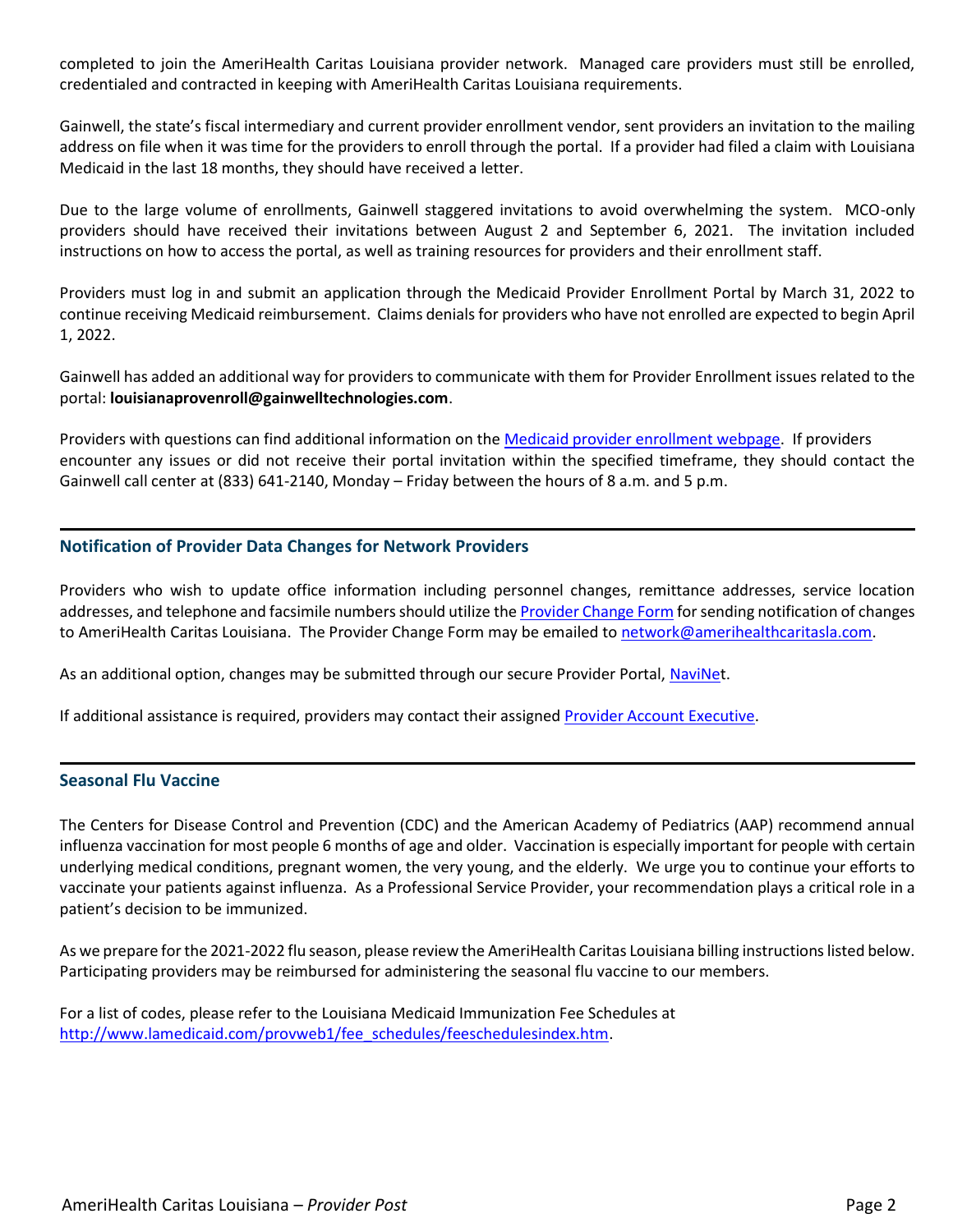completed to join the AmeriHealth Caritas Louisiana provider network. Managed care providers must still be enrolled, credentialed and contracted in keeping with AmeriHealth Caritas Louisiana requirements.

Gainwell, the state's fiscal intermediary and current provider enrollment vendor, sent providers an invitation to the mailing address on file when it was time for the providers to enroll through the portal. If a provider had filed a claim with Louisiana Medicaid in the last 18 months, they should have received a letter.

Due to the large volume of enrollments, Gainwell staggered invitations to avoid overwhelming the system. MCO-only providers should have received their invitations between August 2 and September 6, 2021. The invitation included instructions on how to access the portal, as well as training resources for providers and their enrollment staff.

Providers must log in and submit an application through the Medicaid Provider Enrollment Portal by March 31, 2022 to continue receiving Medicaid reimbursement. Claims denials for providers who have not enrolled are expected to begin April 1, 2022.

Gainwell has added an additional way for providers to communicate with them for Provider Enrollment issues related to the portal: **louisianaprovenroll@gainwelltechnologies.com**.

Providers with questions can find additional information on the Medicaid provider enrollment webpage. If providers encounter any issues or did not receive their portal invitation within the specified timeframe, they should contact the Gainwell call center at (833) 641-2140, Monday – Friday between the hours of 8 a.m. and 5 p.m.

## Notification of Provider Data Changes for Network Providers

Providers who wish to update office information including personnel changes, remittance addresses, service location addresses, and telephone and facsimile numbers should utilize the Provider Change Form for sending notification of changes to AmeriHealth Caritas Louisiana. The Provider Change Form may be emailed to network@amerihealthcaritasla.com.

As an additional option, changes may be submitted through our secure Provider Portal, NaviNet.

If additional assistance is required, providers may contact their assigned Provider Account Executive.

## Seasonal Flu Vaccine

The Centers for Disease Control and Prevention (CDC) and the American Academy of Pediatrics (AAP) recommend annual influenza vaccination for most people 6 months of age and older. Vaccination is especially important for people with certain underlying medical conditions, pregnant women, the very young, and the elderly. We urge you to continue your efforts to vaccinate your patients against influenza. As a Professional Service Provider, your recommendation plays a critical role in a patient's decision to be immunized.

As we prepare for the 2021-2022 flu season, please review the AmeriHealth Caritas Louisiana billing instructions listed below. Participating providers may be reimbursed for administering the seasonal flu vaccine to our members.

For a list of codes, please refer to the Louisiana Medicaid Immunization Fee Schedules at http://www.lamedicaid.com/provweb1/fee_schedules/feeschedulesindex.htm.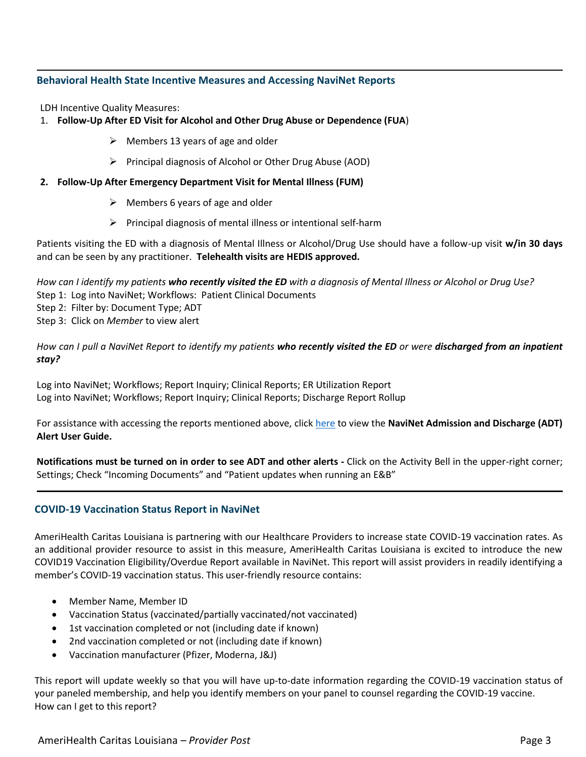## Behavioral Health State Incentive Measures and Accessing NaviNet Reports

LDH Incentive Quality Measures:

1. **Follow-Up After ED Visit for Alcohol and Other Drug Abuse or Dependence (FUA)**
   - Members 13 years of age and older
   - Principal diagnosis of Alcohol or Other Drug Abuse (AOD)
2. **Follow-Up After Emergency Department Visit for Mental Illness (FUM)**
   - Members 6 years of age and older
   - Principal diagnosis of mental illness or intentional self-harm

Patients visiting the ED with a diagnosis of Mental Illness or Alcohol/Drug Use should have a follow-up visit **w/in 30 days** and can be seen by any practitioner. **Telehealth visits are HEDIS approved.**

*How can I identify my patients* ***who recently visited the ED*** *with a diagnosis of Mental Illness or Alcohol or Drug Use?*

Step 1: Log into NaviNet; Workflows: Patient Clinical Documents
Step 2: Filter by: Document Type; ADT
Step 3: Click on *Member* to view alert

*How can I pull a NaviNet Report to identify my patients* ***who recently visited the ED*** *or were* ***discharged from an inpatient stay?***

Log into NaviNet; Workflows; Report Inquiry; Clinical Reports; ER Utilization Report
Log into NaviNet; Workflows; Report Inquiry; Clinical Reports; Discharge Report Rollup

For assistance with accessing the reports mentioned above, click here to view the **NaviNet Admission and Discharge (ADT) Alert User Guide.**

**Notifications must be turned on in order to see ADT and other alerts -** Click on the Activity Bell in the upper-right corner; Settings; Check "Incoming Documents" and "Patient updates when running an E&B"

## COVID-19 Vaccination Status Report in NaviNet

AmeriHealth Caritas Louisiana is partnering with our Healthcare Providers to increase state COVID-19 vaccination rates. As an additional provider resource to assist in this measure, AmeriHealth Caritas Louisiana is excited to introduce the new COVID19 Vaccination Eligibility/Overdue Report available in NaviNet. This report will assist providers in readily identifying a member's COVID-19 vaccination status. This user-friendly resource contains:

- Member Name, Member ID
- Vaccination Status (vaccinated/partially vaccinated/not vaccinated)
- 1st vaccination completed or not (including date if known)
- 2nd vaccination completed or not (including date if known)
- Vaccination manufacturer (Pfizer, Moderna, J&J)

This report will update weekly so that you will have up-to-date information regarding the COVID-19 vaccination status of your paneled membership, and help you identify members on your panel to counsel regarding the COVID-19 vaccine.
How can I get to this report?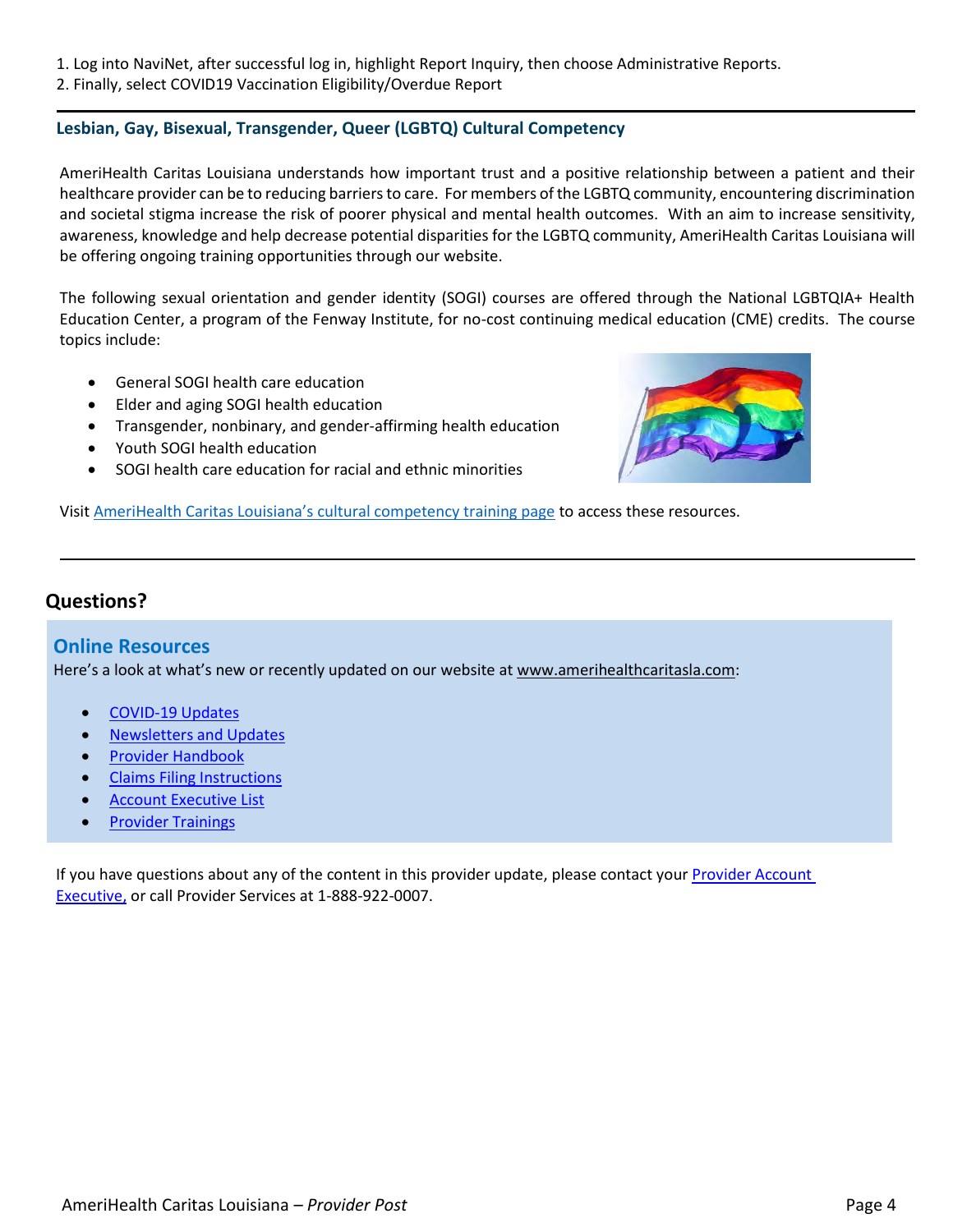1. Log into NaviNet, after successful log in, highlight Report Inquiry, then choose Administrative Reports.
2. Finally, select COVID19 Vaccination Eligibility/Overdue Report

---

### Lesbian, Gay, Bisexual, Transgender, Queer (LGBTQ) Cultural Competency

AmeriHealth Caritas Louisiana understands how important trust and a positive relationship between a patient and their healthcare provider can be to reducing barriers to care. For members of the LGBTQ community, encountering discrimination and societal stigma increase the risk of poorer physical and mental health outcomes. With an aim to increase sensitivity, awareness, knowledge and help decrease potential disparities for the LGBTQ community, AmeriHealth Caritas Louisiana will be offering ongoing training opportunities through our website.

The following sexual orientation and gender identity (SOGI) courses are offered through the National LGBTQIA+ Health Education Center, a program of the Fenway Institute, for no-cost continuing medical education (CME) credits. The course topics include:

- General SOGI health care education
- Elder and aging SOGI health education
- Transgender, nonbinary, and gender-affirming health education
- Youth SOGI health education
- SOGI health care education for racial and ethnic minorities

Visit AmeriHealth Caritas Louisiana's cultural competency training page to access these resources.

---

## Questions?

### Online Resources

Here's a look at what's new or recently updated on our website at www.amerihealthcaritasla.com:

- COVID-19 Updates
- Newsletters and Updates
- Provider Handbook
- Claims Filing Instructions
- Account Executive List
- Provider Trainings

If you have questions about any of the content in this provider update, please contact your Provider Account Executive, or call Provider Services at 1-888-922-0007.